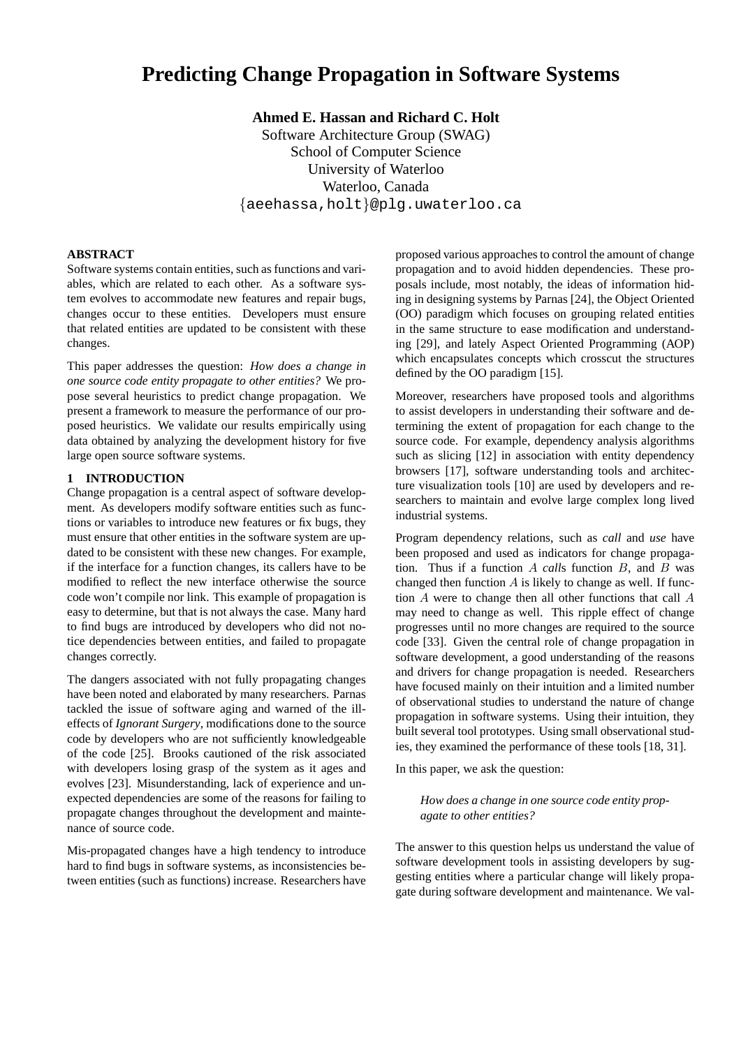# Predicting Change Propagation in Software Systems

**Ahmed E. Hassan and Richard C. Holt**

Software Architecture Group (SWAG)
School of Computer Science
University of Waterloo
Waterloo, Canada
{aeehassa,holt}@plg.uwaterloo.ca

## ABSTRACT

Software systems contain entities, such as functions and variables, which are related to each other. As a software system evolves to accommodate new features and repair bugs, changes occur to these entities. Developers must ensure that related entities are updated to be consistent with these changes.

This paper addresses the question: *How does a change in one source code entity propagate to other entities?* We propose several heuristics to predict change propagation. We present a framework to measure the performance of our proposed heuristics. We validate our results empirically using data obtained by analyzing the development history for five large open source software systems.

## 1 INTRODUCTION

Change propagation is a central aspect of software development. As developers modify software entities such as functions or variables to introduce new features or fix bugs, they must ensure that other entities in the software system are updated to be consistent with these new changes. For example, if the interface for a function changes, its callers have to be modified to reflect the new interface otherwise the source code won't compile nor link. This example of propagation is easy to determine, but that is not always the case. Many hard to find bugs are introduced by developers who did not notice dependencies between entities, and failed to propagate changes correctly.

The dangers associated with not fully propagating changes have been noted and elaborated by many researchers. Parnas tackled the issue of software aging and warned of the ill-effects of *Ignorant Surgery*, modifications done to the source code by developers who are not sufficiently knowledgeable of the code [25]. Brooks cautioned of the risk associated with developers losing grasp of the system as it ages and evolves [23]. Misunderstanding, lack of experience and unexpected dependencies are some of the reasons for failing to propagate changes throughout the development and maintenance of source code.

Mis-propagated changes have a high tendency to introduce hard to find bugs in software systems, as inconsistencies between entities (such as functions) increase. Researchers have proposed various approaches to control the amount of change propagation and to avoid hidden dependencies. These proposals include, most notably, the ideas of information hiding in designing systems by Parnas [24], the Object Oriented (OO) paradigm which focuses on grouping related entities in the same structure to ease modification and understanding [29], and lately Aspect Oriented Programming (AOP) which encapsulates concepts which crosscut the structures defined by the OO paradigm [15].

Moreover, researchers have proposed tools and algorithms to assist developers in understanding their software and determining the extent of propagation for each change to the source code. For example, dependency analysis algorithms such as slicing [12] in association with entity dependency browsers [17], software understanding tools and architecture visualization tools [10] are used by developers and researchers to maintain and evolve large complex long lived industrial systems.

Program dependency relations, such as *call* and *use* have been proposed and used as indicators for change propagation. Thus if a function $A$ *call*s function $B$, and $B$ was changed then function $A$ is likely to change as well. If function $A$ were to change then all other functions that call $A$ may need to change as well. This ripple effect of change progresses until no more changes are required to the source code [33]. Given the central role of change propagation in software development, a good understanding of the reasons and drivers for change propagation is needed. Researchers have focused mainly on their intuition and a limited number of observational studies to understand the nature of change propagation in software systems. Using their intuition, they built several tool prototypes. Using small observational studies, they examined the performance of these tools [18, 31].

In this paper, we ask the question:

> *How does a change in one source code entity propagate to other entities?*

The answer to this question helps us understand the value of software development tools in assisting developers by suggesting entities where a particular change will likely propagate during software development and maintenance. We val-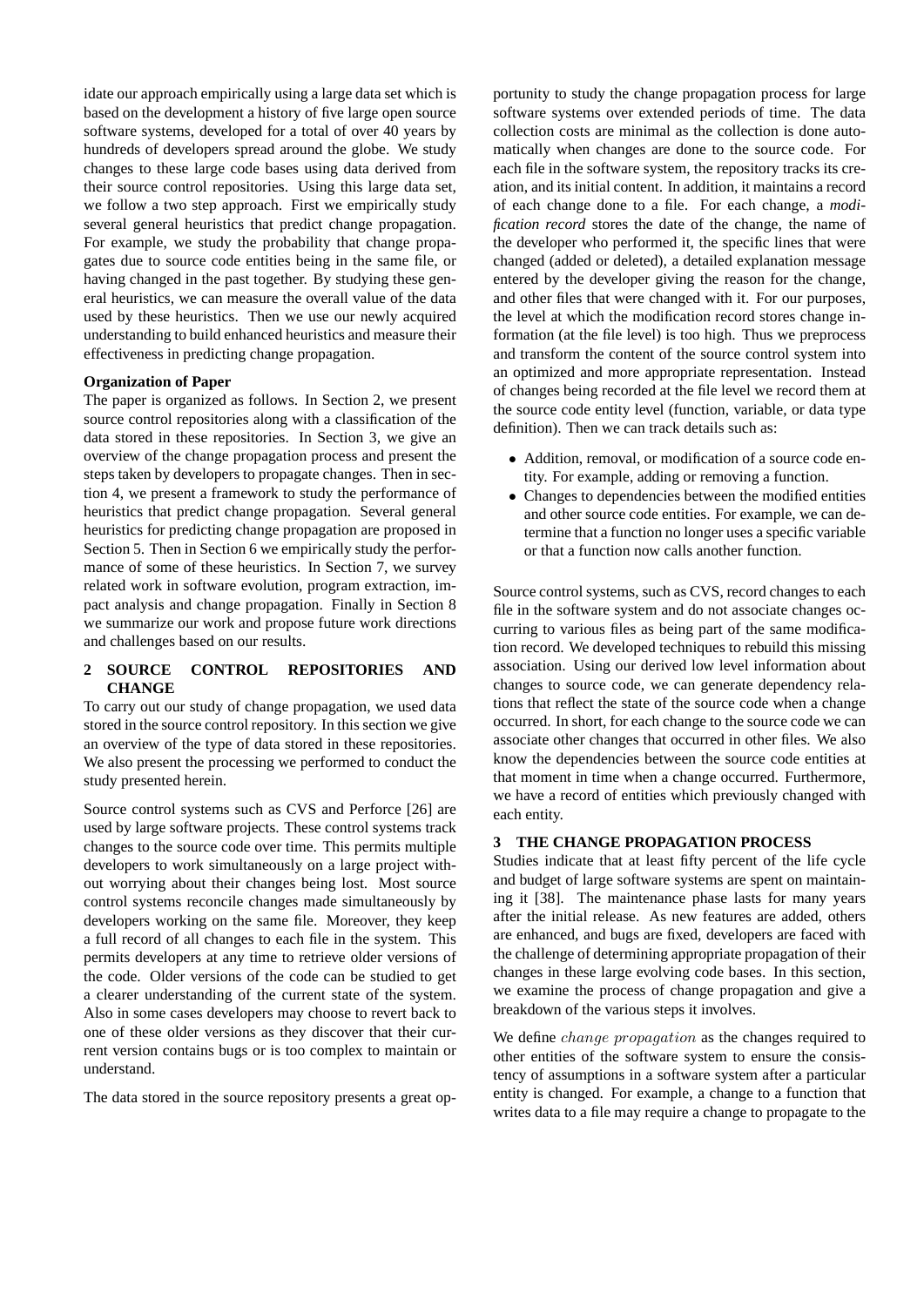idate our approach empirically using a large data set which is based on the development a history of five large open source software systems, developed for a total of over 40 years by hundreds of developers spread around the globe. We study changes to these large code bases using data derived from their source control repositories. Using this large data set, we follow a two step approach. First we empirically study several general heuristics that predict change propagation. For example, we study the probability that change propagates due to source code entities being in the same file, or having changed in the past together. By studying these general heuristics, we can measure the overall value of the data used by these heuristics. Then we use our newly acquired understanding to build enhanced heuristics and measure their effectiveness in predicting change propagation.

**Organization of Paper**

The paper is organized as follows. In Section 2, we present source control repositories along with a classification of the data stored in these repositories. In Section 3, we give an overview of the change propagation process and present the steps taken by developers to propagate changes. Then in section 4, we present a framework to study the performance of heuristics that predict change propagation. Several general heuristics for predicting change propagation are proposed in Section 5. Then in Section 6 we empirically study the performance of some of these heuristics. In Section 7, we survey related work in software evolution, program extraction, impact analysis and change propagation. Finally in Section 8 we summarize our work and propose future work directions and challenges based on our results.

## 2 SOURCE CONTROL REPOSITORIES AND CHANGE

To carry out our study of change propagation, we used data stored in the source control repository. In this section we give an overview of the type of data stored in these repositories. We also present the processing we performed to conduct the study presented herein.

Source control systems such as CVS and Perforce [26] are used by large software projects. These control systems track changes to the source code over time. This permits multiple developers to work simultaneously on a large project without worrying about their changes being lost. Most source control systems reconcile changes made simultaneously by developers working on the same file. Moreover, they keep a full record of all changes to each file in the system. This permits developers at any time to retrieve older versions of the code. Older versions of the code can be studied to get a clearer understanding of the current state of the system. Also in some cases developers may choose to revert back to one of these older versions as they discover that their current version contains bugs or is too complex to maintain or understand.

The data stored in the source repository presents a great opportunity to study the change propagation process for large software systems over extended periods of time. The data collection costs are minimal as the collection is done automatically when changes are done to the source code. For each file in the software system, the repository tracks its creation, and its initial content. In addition, it maintains a record of each change done to a file. For each change, a *modification record* stores the date of the change, the name of the developer who performed it, the specific lines that were changed (added or deleted), a detailed explanation message entered by the developer giving the reason for the change, and other files that were changed with it. For our purposes, the level at which the modification record stores change information (at the file level) is too high. Thus we preprocess and transform the content of the source control system into an optimized and more appropriate representation. Instead of changes being recorded at the file level we record them at the source code entity level (function, variable, or data type definition). Then we can track details such as:

- Addition, removal, or modification of a source code entity. For example, adding or removing a function.
- Changes to dependencies between the modified entities and other source code entities. For example, we can determine that a function no longer uses a specific variable or that a function now calls another function.

Source control systems, such as CVS, record changes to each file in the software system and do not associate changes occurring to various files as being part of the same modification record. We developed techniques to rebuild this missing association. Using our derived low level information about changes to source code, we can generate dependency relations that reflect the state of the source code when a change occurred. In short, for each change to the source code we can associate other changes that occurred in other files. We also know the dependencies between the source code entities at that moment in time when a change occurred. Furthermore, we have a record of entities which previously changed with each entity.

## 3 THE CHANGE PROPAGATION PROCESS

Studies indicate that at least fifty percent of the life cycle and budget of large software systems are spent on maintaining it [38]. The maintenance phase lasts for many years after the initial release. As new features are added, others are enhanced, and bugs are fixed, developers are faced with the challenge of determining appropriate propagation of their changes in these large evolving code bases. In this section, we examine the process of change propagation and give a breakdown of the various steps it involves.

We define *change propagation* as the changes required to other entities of the software system to ensure the consistency of assumptions in a software system after a particular entity is changed. For example, a change to a function that writes data to a file may require a change to propagate to the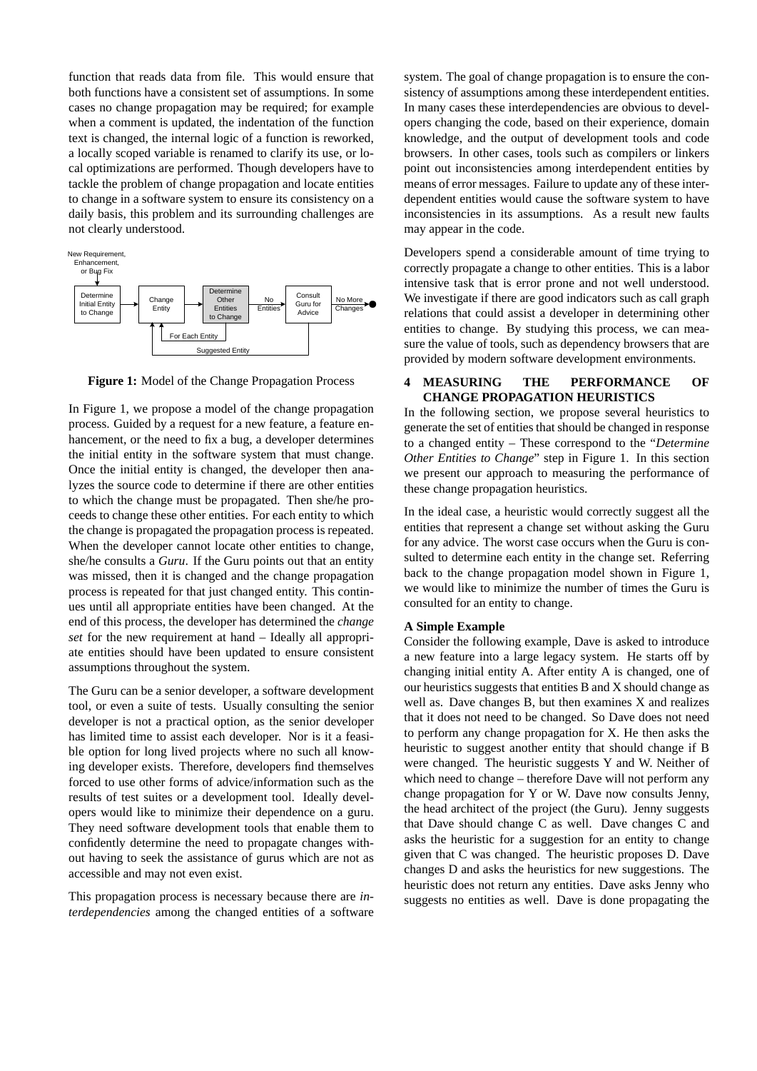function that reads data from file. This would ensure that both functions have a consistent set of assumptions. In some cases no change propagation may be required; for example when a comment is updated, the indentation of the function text is changed, the internal logic of a function is reworked, a locally scoped variable is renamed to clarify its use, or local optimizations are performed. Though developers have to tackle the problem of change propagation and locate entities to change in a software system to ensure its consistency on a daily basis, this problem and its surrounding challenges are not clearly understood.

New Requirement, Enhancement, or Bug Fix

Determine Initial Entity to Change

Change Entity

Determine Other Entities to Change

No Entities

Consult Guru for Advice

No More Changes

For Each Entity

Suggested Entity

**Figure 1:** Model of the Change Propagation Process

In Figure 1, we propose a model of the change propagation process. Guided by a request for a new feature, a feature enhancement, or the need to fix a bug, a developer determines the initial entity in the software system that must change. Once the initial entity is changed, the developer then analyzes the source code to determine if there are other entities to which the change must be propagated. Then she/he proceeds to change these other entities. For each entity to which the change is propagated the propagation process is repeated. When the developer cannot locate other entities to change, she/he consults a *Guru*. If the Guru points out that an entity was missed, then it is changed and the change propagation process is repeated for that just changed entity. This continues until all appropriate entities have been changed. At the end of this process, the developer has determined the *change set* for the new requirement at hand – Ideally all appropriate entities should have been updated to ensure consistent assumptions throughout the system.

The Guru can be a senior developer, a software development tool, or even a suite of tests. Usually consulting the senior developer is not a practical option, as the senior developer has limited time to assist each developer. Nor is it a feasible option for long lived projects where no such all knowing developer exists. Therefore, developers find themselves forced to use other forms of advice/information such as the results of test suites or a development tool. Ideally developers would like to minimize their dependence on a guru. They need software development tools that enable them to confidently determine the need to propagate changes without having to seek the assistance of gurus which are not as accessible and may not even exist.

This propagation process is necessary because there are *interdependencies* among the changed entities of a software system. The goal of change propagation is to ensure the consistency of assumptions among these interdependent entities. In many cases these interdependencies are obvious to developers changing the code, based on their experience, domain knowledge, and the output of development tools and code browsers. In other cases, tools such as compilers or linkers point out inconsistencies among interdependent entities by means of error messages. Failure to update any of these interdependent entities would cause the software system to have inconsistencies in its assumptions. As a result new faults may appear in the code.

Developers spend a considerable amount of time trying to correctly propagate a change to other entities. This is a labor intensive task that is error prone and not well understood. We investigate if there are good indicators such as call graph relations that could assist a developer in determining other entities to change. By studying this process, we can measure the value of tools, such as dependency browsers that are provided by modern software development environments.

## 4 MEASURING THE PERFORMANCE OF CHANGE PROPAGATION HEURISTICS

In the following section, we propose several heuristics to generate the set of entities that should be changed in response to a changed entity – These correspond to the "*Determine Other Entities to Change*" step in Figure 1. In this section we present our approach to measuring the performance of these change propagation heuristics.

In the ideal case, a heuristic would correctly suggest all the entities that represent a change set without asking the Guru for any advice. The worst case occurs when the Guru is consulted to determine each entity in the change set. Referring back to the change propagation model shown in Figure 1, we would like to minimize the number of times the Guru is consulted for an entity to change.

**A Simple Example**

Consider the following example, Dave is asked to introduce a new feature into a large legacy system. He starts off by changing initial entity A. After entity A is changed, one of our heuristics suggests that entities B and X should change as well. Dave changes B, but then examines X and realizes that it does not need to be changed. So Dave does not need to perform any change propagation for X. He then asks the heuristic to suggest another entity that should change if B were changed. The heuristic suggests Y and W. Neither of which need to change – therefore Dave will not perform any change propagation for Y or W. Dave now consults Jenny, the head architect of the project (the Guru). Jenny suggests that Dave should change C as well. Dave changes C and asks the heuristic for a suggestion for an entity to change given that C was changed. The heuristic proposes D. Dave changes D and asks the heuristics for new suggestions. The heuristic does not return any entities. Dave asks Jenny who suggests no entities as well. Dave is done propagating the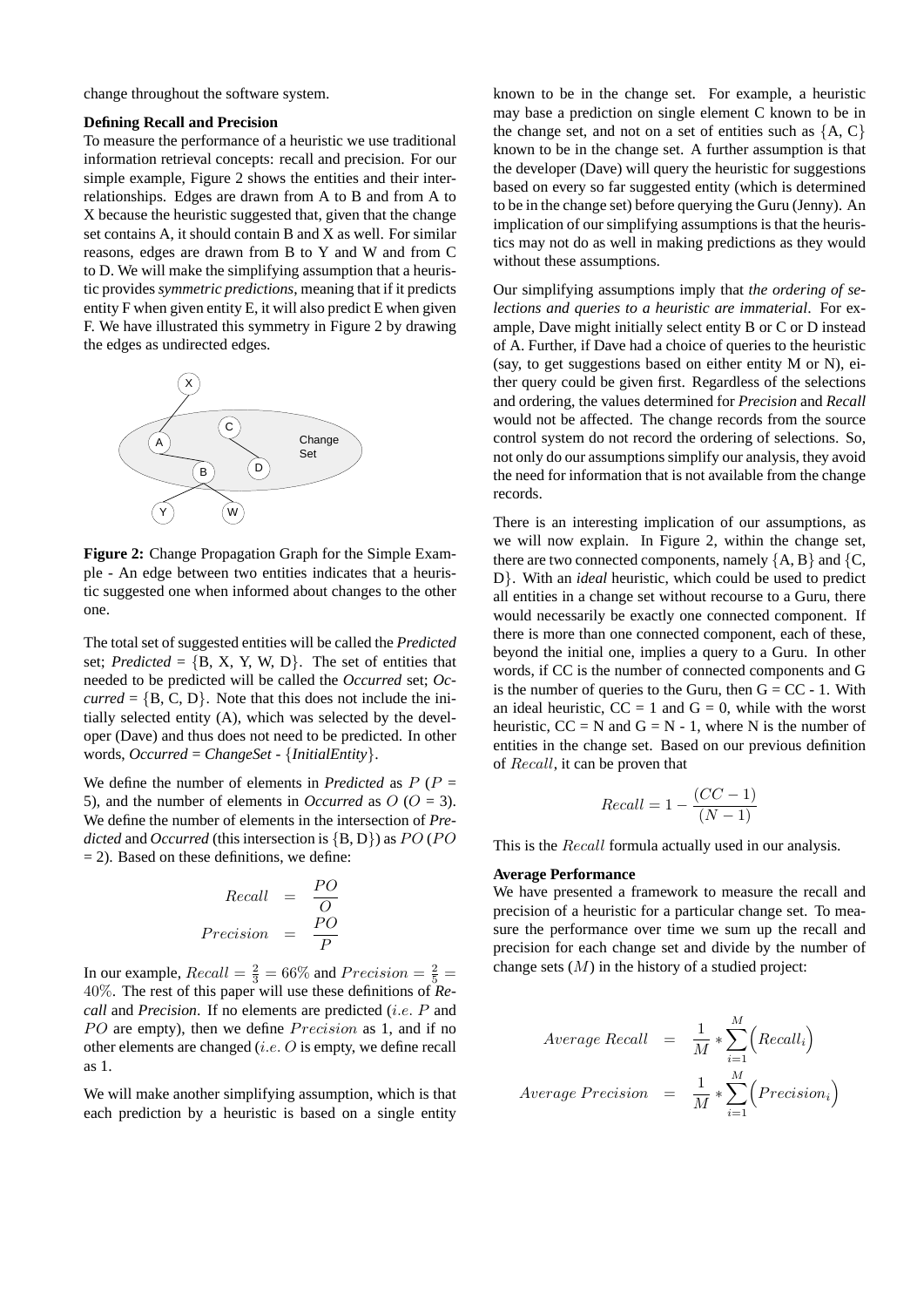change throughout the software system.

**Defining Recall and Precision**

To measure the performance of a heuristic we use traditional information retrieval concepts: recall and precision. For our simple example, Figure 2 shows the entities and their interrelationships. Edges are drawn from A to B and from A to X because the heuristic suggested that, given that the change set contains A, it should contain B and X as well. For similar reasons, edges are drawn from B to Y and W and from C to D. We will make the simplifying assumption that a heuristic provides *symmetric predictions*, meaning that if it predicts entity F when given entity E, it will also predict E when given F. We have illustrated this symmetry in Figure 2 by drawing the edges as undirected edges.

X
C
A
Change
Set
D
B
Y
W

**Figure 2:** Change Propagation Graph for the Simple Example - An edge between two entities indicates that a heuristic suggested one when informed about changes to the other one.

The total set of suggested entities will be called the *Predicted* set; *Predicted* = {B, X, Y, W, D}. The set of entities that needed to be predicted will be called the *Occurred* set; *Occurred* = {B, C, D}. Note that this does not include the initially selected entity (A), which was selected by the developer (Dave) and thus does not need to be predicted. In other words, *Occurred* = *ChangeSet* - {*InitialEntity*}.

We define the number of elements in *Predicted* as $P$ ($P$ = 5), and the number of elements in *Occurred* as $O$ ($O$ = 3). We define the number of elements in the intersection of *Predicted* and *Occurred* (this intersection is {B, D}) as $PO$ ($PO$ = 2). Based on these definitions, we define:

$$Recall = \frac{PO}{O}$$
$$Precision = \frac{PO}{P}$$

In our example, $Recall = \frac{2}{3} = 66\%$ and $Precision = \frac{2}{5} = 40\%$. The rest of this paper will use these definitions of *Recall* and *Precision*. If no elements are predicted ($i.e.$ $P$ and $PO$ are empty), then we define $Precision$ as 1, and if no other elements are changed ($i.e.$ $O$ is empty, we define recall as 1.

We will make another simplifying assumption, which is that each prediction by a heuristic is based on a single entity known to be in the change set. For example, a heuristic may base a prediction on single element C known to be in the change set, and not on a set of entities such as {A, C} known to be in the change set. A further assumption is that the developer (Dave) will query the heuristic for suggestions based on every so far suggested entity (which is determined to be in the change set) before querying the Guru (Jenny). An implication of our simplifying assumptions is that the heuristics may not do as well in making predictions as they would without these assumptions.

Our simplifying assumptions imply that *the ordering of selections and queries to a heuristic are immaterial*. For example, Dave might initially select entity B or C or D instead of A. Further, if Dave had a choice of queries to the heuristic (say, to get suggestions based on either entity M or N), either query could be given first. Regardless of the selections and ordering, the values determined for *Precision* and *Recall* would not be affected. The change records from the source control system do not record the ordering of selections. So, not only do our assumptions simplify our analysis, they avoid the need for information that is not available from the change records.

There is an interesting implication of our assumptions, as we will now explain. In Figure 2, within the change set, there are two connected components, namely {A, B} and {C, D}. With an *ideal* heuristic, which could be used to predict all entities in a change set without recourse to a Guru, there would necessarily be exactly one connected component. If there is more than one connected component, each of these, beyond the initial one, implies a query to a Guru. In other words, if CC is the number of connected components and G is the number of queries to the Guru, then G = CC - 1. With an ideal heuristic, CC = 1 and G = 0, while with the worst heuristic, CC = N and G = N - 1, where N is the number of entities in the change set. Based on our previous definition of $Recall$, it can be proven that

$$Recall = 1 - \frac{(CC - 1)}{(N - 1)}$$

This is the $Recall$ formula actually used in our analysis.

**Average Performance**

We have presented a framework to measure the recall and precision of a heuristic for a particular change set. To measure the performance over time we sum up the recall and precision for each change set and divide by the number of change sets ($M$) in the history of a studied project:

$$Average\ Recall = \frac{1}{M} * \sum_{i=1}^{M} \Big( Recall_i \Big)$$
$$Average\ Precision = \frac{1}{M} * \sum_{i=1}^{M} \Big( Precision_i \Big)$$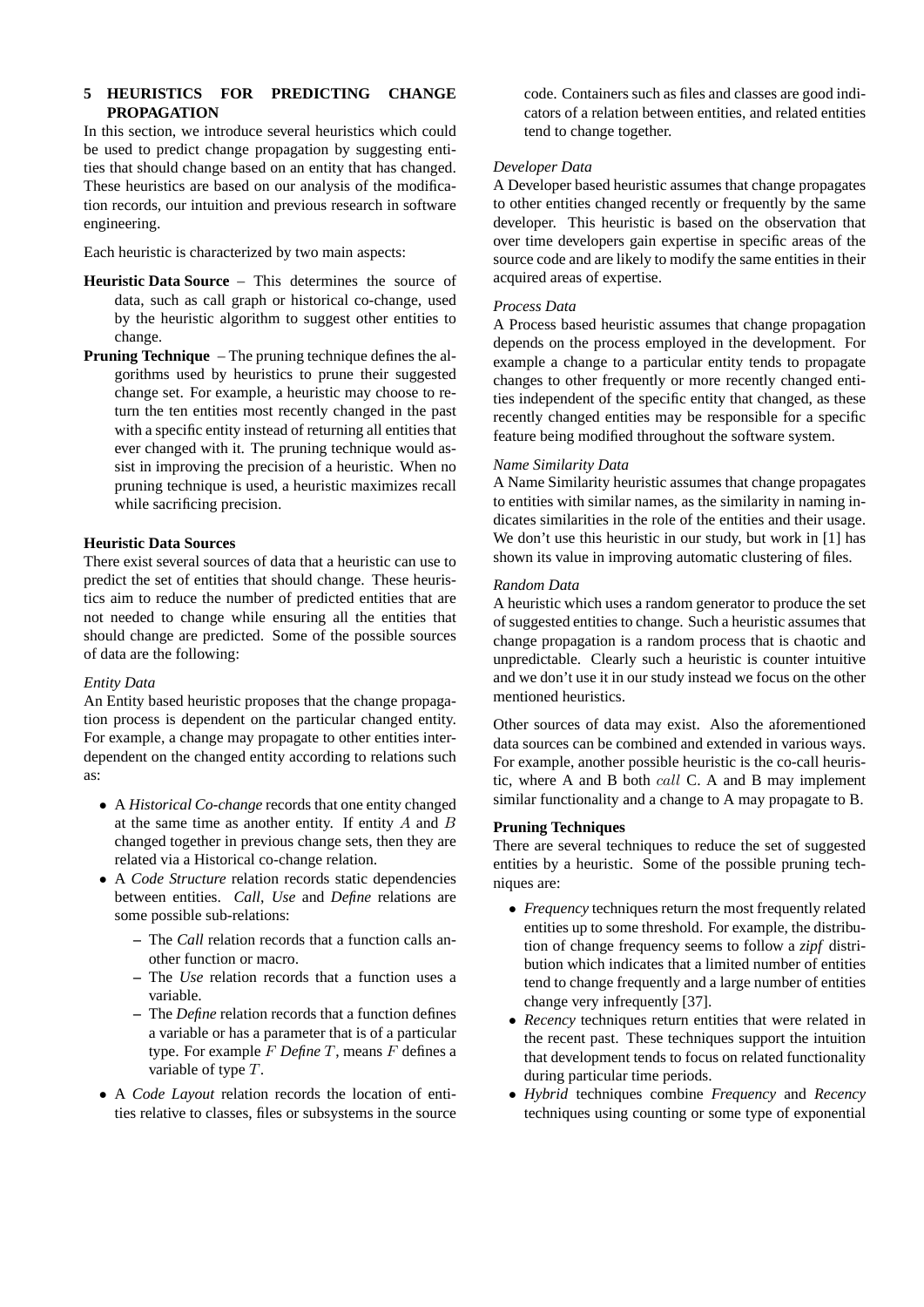## 5 HEURISTICS FOR PREDICTING CHANGE PROPAGATION

In this section, we introduce several heuristics which could be used to predict change propagation by suggesting entities that should change based on an entity that has changed. These heuristics are based on our analysis of the modification records, our intuition and previous research in software engineering.

Each heuristic is characterized by two main aspects:

**Heuristic Data Source** – This determines the source of data, such as call graph or historical co-change, used by the heuristic algorithm to suggest other entities to change.

**Pruning Technique** – The pruning technique defines the algorithms used by heuristics to prune their suggested change set. For example, a heuristic may choose to return the ten entities most recently changed in the past with a specific entity instead of returning all entities that ever changed with it. The pruning technique would assist in improving the precision of a heuristic. When no pruning technique is used, a heuristic maximizes recall while sacrificing precision.

**Heuristic Data Sources**

There exist several sources of data that a heuristic can use to predict the set of entities that should change. These heuristics aim to reduce the number of predicted entities that are not needed to change while ensuring all the entities that should change are predicted. Some of the possible sources of data are the following:

*Entity Data*

An Entity based heuristic proposes that the change propagation process is dependent on the particular changed entity. For example, a change may propagate to other entities interdependent on the changed entity according to relations such as:

- A *Historical Co-change* records that one entity changed at the same time as another entity. If entity $A$ and $B$ changed together in previous change sets, then they are related via a Historical co-change relation.
- A *Code Structure* relation records static dependencies between entities. *Call*, *Use* and *Define* relations are some possible sub-relations:
  - The *Call* relation records that a function calls another function or macro.
  - The *Use* relation records that a function uses a variable.
  - The *Define* relation records that a function defines a variable or has a parameter that is of a particular type. For example $F$ *Define* $T$, means $F$ defines a variable of type $T$.
- A *Code Layout* relation records the location of entities relative to classes, files or subsystems in the source code. Containers such as files and classes are good indicators of a relation between entities, and related entities tend to change together.

*Developer Data*

A Developer based heuristic assumes that change propagates to other entities changed recently or frequently by the same developer. This heuristic is based on the observation that over time developers gain expertise in specific areas of the source code and are likely to modify the same entities in their acquired areas of expertise.

*Process Data*

A Process based heuristic assumes that change propagation depends on the process employed in the development. For example a change to a particular entity tends to propagate changes to other frequently or more recently changed entities independent of the specific entity that changed, as these recently changed entities may be responsible for a specific feature being modified throughout the software system.

*Name Similarity Data*

A Name Similarity heuristic assumes that change propagates to entities with similar names, as the similarity in naming indicates similarities in the role of the entities and their usage. We don't use this heuristic in our study, but work in [1] has shown its value in improving automatic clustering of files.

*Random Data*

A heuristic which uses a random generator to produce the set of suggested entities to change. Such a heuristic assumes that change propagation is a random process that is chaotic and unpredictable. Clearly such a heuristic is counter intuitive and we don't use it in our study instead we focus on the other mentioned heuristics.

Other sources of data may exist. Also the aforementioned data sources can be combined and extended in various ways. For example, another possible heuristic is the co-call heuristic, where A and B both $call$ C. A and B may implement similar functionality and a change to A may propagate to B.

**Pruning Techniques**

There are several techniques to reduce the set of suggested entities by a heuristic. Some of the possible pruning techniques are:

- *Frequency* techniques return the most frequently related entities up to some threshold. For example, the distribution of change frequency seems to follow a *zipf* distribution which indicates that a limited number of entities tend to change frequently and a large number of entities change very infrequently [37].
- *Recency* techniques return entities that were related in the recent past. These techniques support the intuition that development tends to focus on related functionality during particular time periods.
- *Hybrid* techniques combine *Frequency* and *Recency* techniques using counting or some type of exponential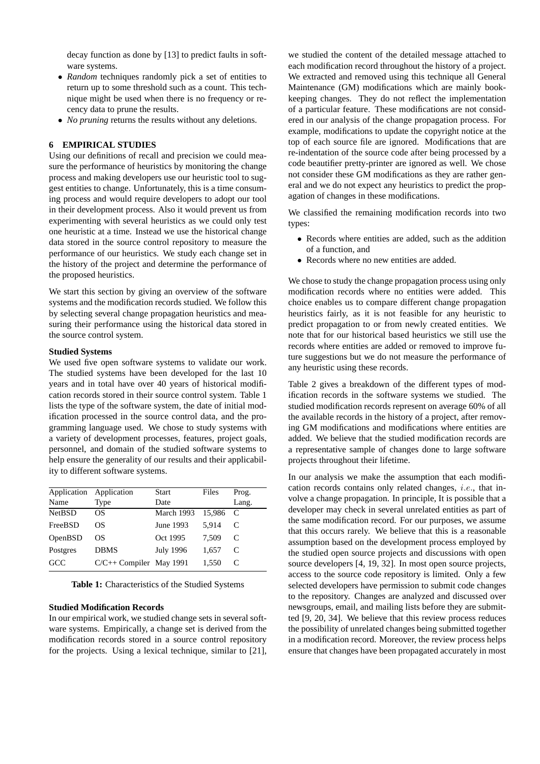decay function as done by [13] to predict faults in software systems.

- *Random* techniques randomly pick a set of entities to return up to some threshold such as a count. This technique might be used when there is no frequency or recency data to prune the results.
- *No pruning* returns the results without any deletions.

## 6 EMPIRICAL STUDIES

Using our definitions of recall and precision we could measure the performance of heuristics by monitoring the change process and making developers use our heuristic tool to suggest entities to change. Unfortunately, this is a time consuming process and would require developers to adopt our tool in their development process. Also it would prevent us from experimenting with several heuristics as we could only test one heuristic at a time. Instead we use the historical change data stored in the source control repository to measure the performance of our heuristics. We study each change set in the history of the project and determine the performance of the proposed heuristics.

We start this section by giving an overview of the software systems and the modification records studied. We follow this by selecting several change propagation heuristics and measuring their performance using the historical data stored in the source control system.

**Studied Systems**

We used five open software systems to validate our work. The studied systems have been developed for the last 10 years and in total have over 40 years of historical modification records stored in their source control system. Table 1 lists the type of the software system, the date of initial modification processed in the source control data, and the programming language used. We chose to study systems with a variety of development processes, features, project goals, personnel, and domain of the studied software systems to help ensure the generality of our results and their applicability to different software systems.

| Application Name | Application Type | Start Date | Files | Prog. Lang. |
|---|---|---|---|---|
| NetBSD | OS | March 1993 | 15,986 | C |
| FreeBSD | OS | June 1993 | 5,914 | C |
| OpenBSD | OS | Oct 1995 | 7,509 | C |
| Postgres | DBMS | July 1996 | 1,657 | C |
| GCC | C/C++ Compiler | May 1991 | 1,550 | C |

**Table 1:** Characteristics of the Studied Systems

**Studied Modification Records**

In our empirical work, we studied change sets in several software systems. Empirically, a change set is derived from the modification records stored in a source control repository for the projects. Using a lexical technique, similar to [21], we studied the content of the detailed message attached to each modification record throughout the history of a project. We extracted and removed using this technique all General Maintenance (GM) modifications which are mainly bookkeeping changes. They do not reflect the implementation of a particular feature. These modifications are not considered in our analysis of the change propagation process. For example, modifications to update the copyright notice at the top of each source file are ignored. Modifications that are re-indentation of the source code after being processed by a code beautifier pretty-printer are ignored as well. We chose not consider these GM modifications as they are rather general and we do not expect any heuristics to predict the propagation of changes in these modifications.

We classified the remaining modification records into two types:

- Records where entities are added, such as the addition of a function, and
- Records where no new entities are added.

We chose to study the change propagation process using only modification records where no entities were added. This choice enables us to compare different change propagation heuristics fairly, as it is not feasible for any heuristic to predict propagation to or from newly created entities. We note that for our historical based heuristics we still use the records where entities are added or removed to improve future suggestions but we do not measure the performance of any heuristic using these records.

Table 2 gives a breakdown of the different types of modification records in the software systems we studied. The studied modification records represent on average 60% of all the available records in the history of a project, after removing GM modifications and modifications where entities are added. We believe that the studied modification records are a representative sample of changes done to large software projects throughout their lifetime.

In our analysis we make the assumption that each modification records contains only related changes, *i.e.*, that involve a change propagation. In principle, It is possible that a developer may check in several unrelated entities as part of the same modification record. For our purposes, we assume that this occurs rarely. We believe that this is a reasonable assumption based on the development process employed by the studied open source projects and discussions with open source developers [4, 19, 32]. In most open source projects, access to the source code repository is limited. Only a few selected developers have permission to submit code changes to the repository. Changes are analyzed and discussed over newsgroups, email, and mailing lists before they are submitted [9, 20, 34]. We believe that this review process reduces the possibility of unrelated changes being submitted together in a modification record. Moreover, the review process helps ensure that changes have been propagated accurately in most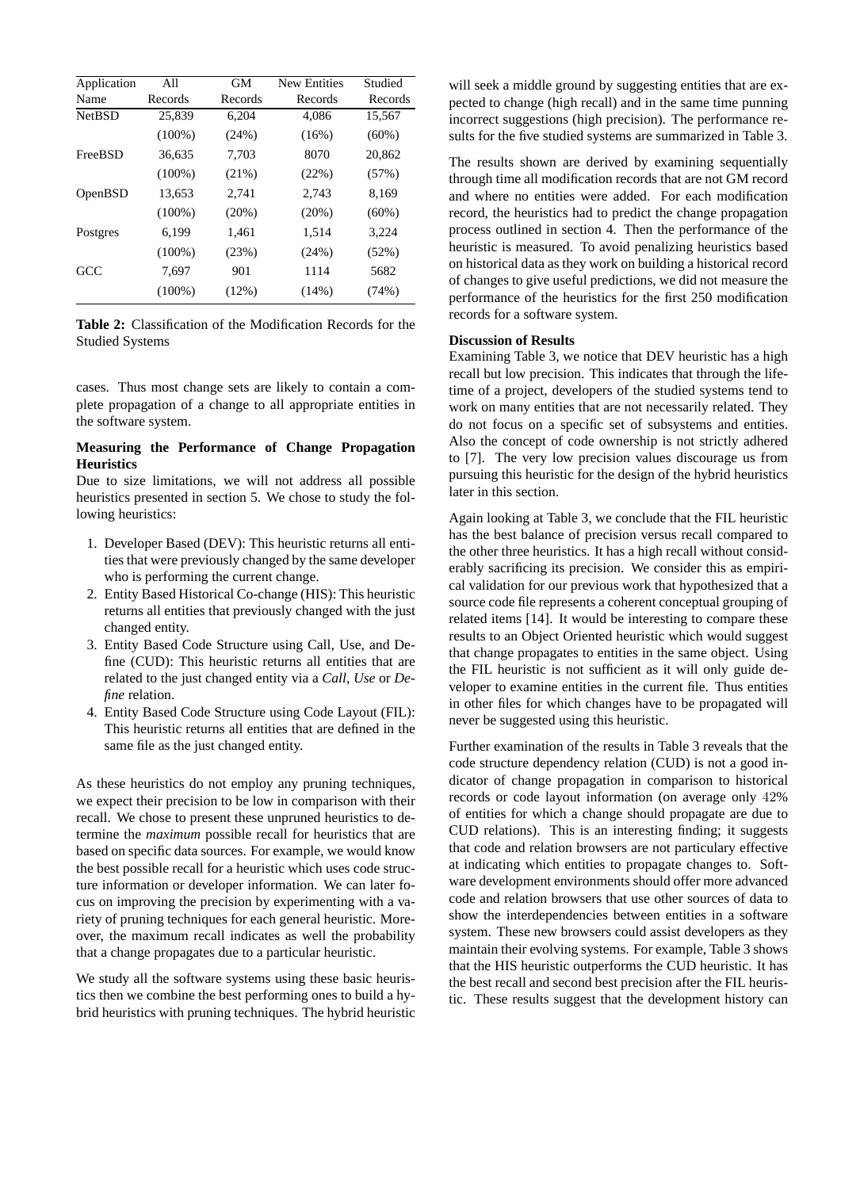| Application Name | All Records | GM Records | New Entities Records | Studied Records |
|---|---|---|---|---|
| NetBSD | 25,839 | 6,204 | 4,086 | 15,567 |
| | (100%) | (24%) | (16%) | (60%) |
| FreeBSD | 36,635 | 7,703 | 8070 | 20,862 |
| | (100%) | (21%) | (22%) | (57%) |
| OpenBSD | 13,653 | 2,741 | 2,743 | 8,169 |
| | (100%) | (20%) | (20%) | (60%) |
| Postgres | 6,199 | 1,461 | 1,514 | 3,224 |
| | (100%) | (23%) | (24%) | (52%) |
| GCC | 7,697 | 901 | 1114 | 5682 |
| | (100%) | (12%) | (14%) | (74%) |

**Table 2:** Classification of the Modification Records for the Studied Systems

cases. Thus most change sets are likely to contain a complete propagation of a change to all appropriate entities in the software system.

**Measuring the Performance of Change Propagation Heuristics**

Due to size limitations, we will not address all possible heuristics presented in section 5. We chose to study the following heuristics:

1. Developer Based (DEV): This heuristic returns all entities that were previously changed by the same developer who is performing the current change.
2. Entity Based Historical Co-change (HIS): This heuristic returns all entities that previously changed with the just changed entity.
3. Entity Based Code Structure using Call, Use, and Define (CUD): This heuristic returns all entities that are related to the just changed entity via a *Call*, *Use* or *Define* relation.
4. Entity Based Code Structure using Code Layout (FIL): This heuristic returns all entities that are defined in the same file as the just changed entity.

As these heuristics do not employ any pruning techniques, we expect their precision to be low in comparison with their recall. We chose to present these unpruned heuristics to determine the *maximum* possible recall for heuristics that are based on specific data sources. For example, we would know the best possible recall for a heuristic which uses code structure information or developer information. We can later focus on improving the precision by experimenting with a variety of pruning techniques for each general heuristic. Moreover, the maximum recall indicates as well the probability that a change propagates due to a particular heuristic.

We study all the software systems using these basic heuristics then we combine the best performing ones to build a hybrid heuristics with pruning techniques. The hybrid heuristic will seek a middle ground by suggesting entities that are expected to change (high recall) and in the same time punning incorrect suggestions (high precision). The performance results for the five studied systems are summarized in Table 3.

The results shown are derived by examining sequentially through time all modification records that are not GM record and where no entities were added. For each modification record, the heuristics had to predict the change propagation process outlined in section 4. Then the performance of the heuristic is measured. To avoid penalizing heuristics based on historical data as they work on building a historical record of changes to give useful predictions, we did not measure the performance of the heuristics for the first 250 modification records for a software system.

**Discussion of Results**

Examining Table 3, we notice that DEV heuristic has a high recall but low precision. This indicates that through the lifetime of a project, developers of the studied systems tend to work on many entities that are not necessarily related. They do not focus on a specific set of subsystems and entities. Also the concept of code ownership is not strictly adhered to [7]. The very low precision values discourage us from pursuing this heuristic for the design of the hybrid heuristics later in this section.

Again looking at Table 3, we conclude that the FIL heuristic has the best balance of precision versus recall compared to the other three heuristics. It has a high recall without considerably sacrificing its precision. We consider this as empirical validation for our previous work that hypothesized that a source code file represents a coherent conceptual grouping of related items [14]. It would be interesting to compare these results to an Object Oriented heuristic which would suggest that change propagates to entities in the same object. Using the FIL heuristic is not sufficient as it will only guide developer to examine entities in the current file. Thus entities in other files for which changes have to be propagated will never be suggested using this heuristic.

Further examination of the results in Table 3 reveals that the code structure dependency relation (CUD) is not a good indicator of change propagation in comparison to historical records or code layout information (on average only 42% of entities for which a change should propagate are due to CUD relations). This is an interesting finding; it suggests that code and relation browsers are not particulary effective at indicating which entities to propagate changes to. Software development environments should offer more advanced code and relation browsers that use other sources of data to show the interdependencies between entities in a software system. These new browsers could assist developers as they maintain their evolving systems. For example, Table 3 shows that the HIS heuristic outperforms the CUD heuristic. It has the best recall and second best precision after the FIL heuristic. These results suggest that the development history can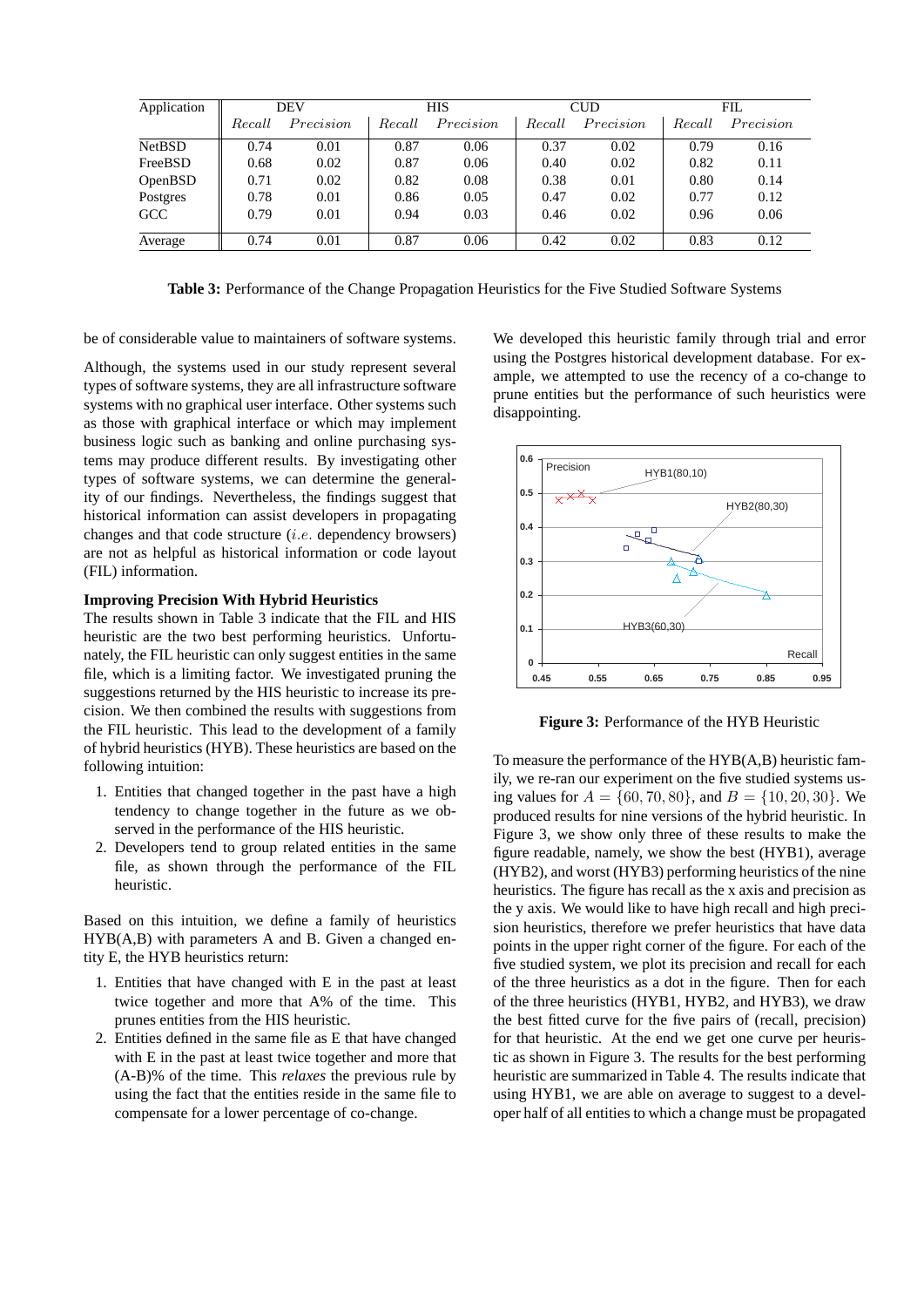| Application | DEV | | HIS | | CUD | | FIL | |
|---|---|---|---|---|---|---|---|---|
| | *Recall* | *Precision* | *Recall* | *Precision* | *Recall* | *Precision* | *Recall* | *Precision* |
| NetBSD | 0.74 | 0.01 | 0.87 | 0.06 | 0.37 | 0.02 | 0.79 | 0.16 |
| FreeBSD | 0.68 | 0.02 | 0.87 | 0.06 | 0.40 | 0.02 | 0.82 | 0.11 |
| OpenBSD | 0.71 | 0.02 | 0.82 | 0.08 | 0.38 | 0.01 | 0.80 | 0.14 |
| Postgres | 0.78 | 0.01 | 0.86 | 0.05 | 0.47 | 0.02 | 0.77 | 0.12 |
| GCC | 0.79 | 0.01 | 0.94 | 0.03 | 0.46 | 0.02 | 0.96 | 0.06 |
| Average | 0.74 | 0.01 | 0.87 | 0.06 | 0.42 | 0.02 | 0.83 | 0.12 |

**Table 3:** Performance of the Change Propagation Heuristics for the Five Studied Software Systems

be of considerable value to maintainers of software systems.

Although, the systems used in our study represent several types of software systems, they are all infrastructure software systems with no graphical user interface. Other systems such as those with graphical interface or which may implement business logic such as banking and online purchasing systems may produce different results. By investigating other types of software systems, we can determine the generality of our findings. Nevertheless, the findings suggest that historical information can assist developers in propagating changes and that code structure (*i.e.* dependency browsers) are not as helpful as historical information or code layout (FIL) information.

**Improving Precision With Hybrid Heuristics**

The results shown in Table 3 indicate that the FIL and HIS heuristic are the two best performing heuristics. Unfortunately, the FIL heuristic can only suggest entities in the same file, which is a limiting factor. We investigated pruning the suggestions returned by the HIS heuristic to increase its precision. We then combined the results with suggestions from the FIL heuristic. This lead to the development of a family of hybrid heuristics (HYB). These heuristics are based on the following intuition:

1. Entities that changed together in the past have a high tendency to change together in the future as we observed in the performance of the HIS heuristic.
2. Developers tend to group related entities in the same file, as shown through the performance of the FIL heuristic.

Based on this intuition, we define a family of heuristics HYB(A,B) with parameters A and B. Given a changed entity E, the HYB heuristics return:

1. Entities that have changed with E in the past at least twice together and more that A% of the time. This prunes entities from the HIS heuristic.
2. Entities defined in the same file as E that have changed with E in the past at least twice together and more that (A-B)% of the time. This *relaxes* the previous rule by using the fact that the entities reside in the same file to compensate for a lower percentage of co-change.

We developed this heuristic family through trial and error using the Postgres historical development database. For example, we attempted to use the recency of a co-change to prune entities but the performance of such heuristics were disappointing.

Precision
HYB1(80,10)
HYB2(80,30)
HYB3(60,30)
Recall
0.6
0.5
0.4
0.3
0.2
0.1
0
0.45
0.55
0.65
0.75
0.85
0.95

**Figure 3:** Performance of the HYB Heuristic

To measure the performance of the HYB(A,B) heuristic family, we re-ran our experiment on the five studied systems using values for $A = \{60, 70, 80\}$, and $B = \{10, 20, 30\}$. We produced results for nine versions of the hybrid heuristic. In Figure 3, we show only three of these results to make the figure readable, namely, we show the best (HYB1), average (HYB2), and worst (HYB3) performing heuristics of the nine heuristics. The figure has recall as the x axis and precision as the y axis. We would like to have high recall and high precision heuristics, therefore we prefer heuristics that have data points in the upper right corner of the figure. For each of the five studied system, we plot its precision and recall for each of the three heuristics as a dot in the figure. Then for each of the three heuristics (HYB1, HYB2, and HYB3), we draw the best fitted curve for the five pairs of (recall, precision) for that heuristic. At the end we get one curve per heuristic as shown in Figure 3. The results for the best performing heuristic are summarized in Table 4. The results indicate that using HYB1, we are able on average to suggest to a developer half of all entities to which a change must be propagated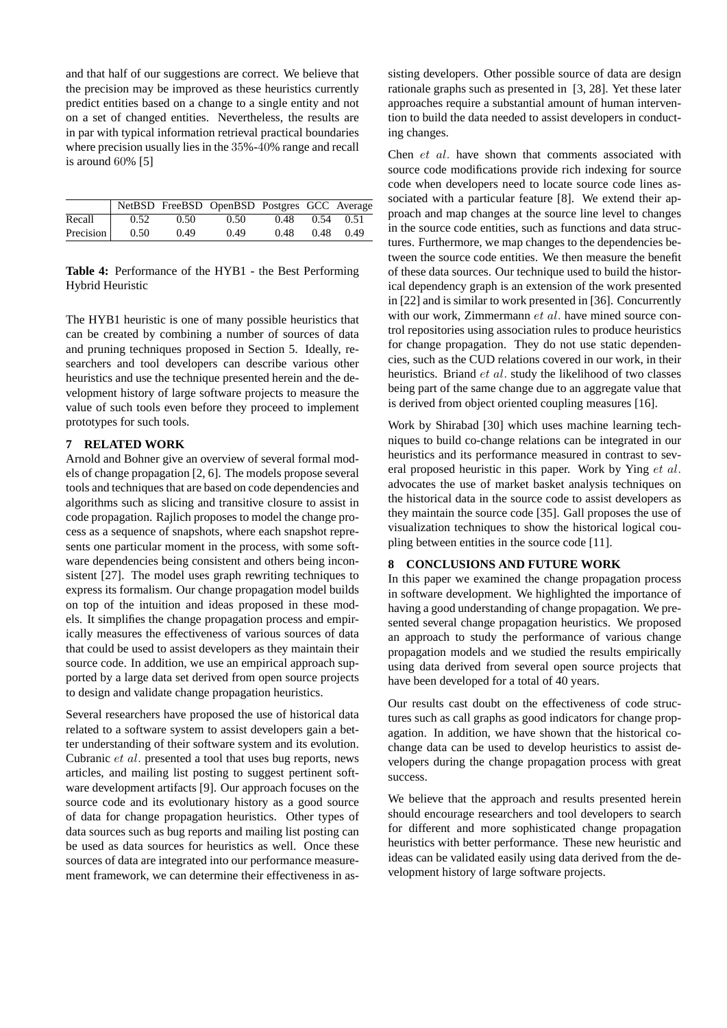and that half of our suggestions are correct. We believe that the precision may be improved as these heuristics currently predict entities based on a change to a single entity and not on a set of changed entities. Nevertheless, the results are in par with typical information retrieval practical boundaries where precision usually lies in the 35%-40% range and recall is around 60% [5]

| | NetBSD | FreeBSD | OpenBSD | Postgres | GCC | Average |
|---|---|---|---|---|---|---|
| Recall | 0.52 | 0.50 | 0.50 | 0.48 | 0.54 | 0.51 |
| Precision | 0.50 | 0.49 | 0.49 | 0.48 | 0.48 | 0.49 |

**Table 4:** Performance of the HYB1 - the Best Performing Hybrid Heuristic

The HYB1 heuristic is one of many possible heuristics that can be created by combining a number of sources of data and pruning techniques proposed in Section 5. Ideally, researchers and tool developers can describe various other heuristics and use the technique presented herein and the development history of large software projects to measure the value of such tools even before they proceed to implement prototypes for such tools.

## 7 RELATED WORK

Arnold and Bohner give an overview of several formal models of change propagation [2, 6]. The models propose several tools and techniques that are based on code dependencies and algorithms such as slicing and transitive closure to assist in code propagation. Rajlich proposes to model the change process as a sequence of snapshots, where each snapshot represents one particular moment in the process, with some software dependencies being consistent and others being inconsistent [27]. The model uses graph rewriting techniques to express its formalism. Our change propagation model builds on top of the intuition and ideas proposed in these models. It simplifies the change propagation process and empirically measures the effectiveness of various sources of data that could be used to assist developers as they maintain their source code. In addition, we use an empirical approach supported by a large data set derived from open source projects to design and validate change propagation heuristics.

Several researchers have proposed the use of historical data related to a software system to assist developers gain a better understanding of their software system and its evolution. Cubranic *et al.* presented a tool that uses bug reports, news articles, and mailing list posting to suggest pertinent software development artifacts [9]. Our approach focuses on the source code and its evolutionary history as a good source of data for change propagation heuristics. Other types of data sources such as bug reports and mailing list posting can be used as data sources for heuristics as well. Once these sources of data are integrated into our performance measurement framework, we can determine their effectiveness in assisting developers. Other possible source of data are design rationale graphs such as presented in [3, 28]. Yet these later approaches require a substantial amount of human intervention to build the data needed to assist developers in conducting changes.

Chen *et al.* have shown that comments associated with source code modifications provide rich indexing for source code when developers need to locate source code lines associated with a particular feature [8]. We extend their approach and map changes at the source line level to changes in the source code entities, such as functions and data structures. Furthermore, we map changes to the dependencies between the source code entities. We then measure the benefit of these data sources. Our technique used to build the historical dependency graph is an extension of the work presented in [22] and is similar to work presented in [36]. Concurrently with our work, Zimmermann *et al.* have mined source control repositories using association rules to produce heuristics for change propagation. They do not use static dependencies, such as the CUD relations covered in our work, in their heuristics. Briand *et al.* study the likelihood of two classes being part of the same change due to an aggregate value that is derived from object oriented coupling measures [16].

Work by Shirabad [30] which uses machine learning techniques to build co-change relations can be integrated in our heuristics and its performance measured in contrast to several proposed heuristic in this paper. Work by Ying *et al.* advocates the use of market basket analysis techniques on the historical data in the source code to assist developers as they maintain the source code [35]. Gall proposes the use of visualization techniques to show the historical logical coupling between entities in the source code [11].

## 8 CONCLUSIONS AND FUTURE WORK

In this paper we examined the change propagation process in software development. We highlighted the importance of having a good understanding of change propagation. We presented several change propagation heuristics. We proposed an approach to study the performance of various change propagation models and we studied the results empirically using data derived from several open source projects that have been developed for a total of 40 years.

Our results cast doubt on the effectiveness of code structures such as call graphs as good indicators for change propagation. In addition, we have shown that the historical co-change data can be used to develop heuristics to assist developers during the change propagation process with great success.

We believe that the approach and results presented herein should encourage researchers and tool developers to search for different and more sophisticated change propagation heuristics with better performance. These new heuristic and ideas can be validated easily using data derived from the development history of large software projects.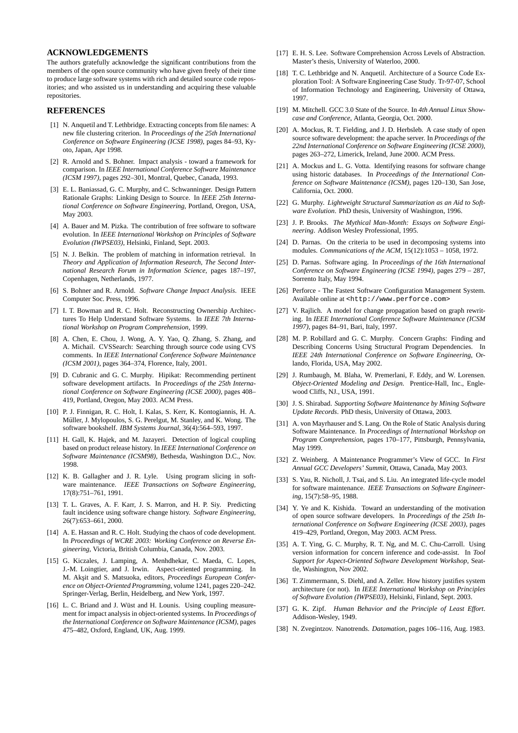## ACKNOWLEDGEMENTS

The authors gratefully acknowledge the significant contributions from the members of the open source community who have given freely of their time to produce large software systems with rich and detailed source code repositories; and who assisted us in understanding and acquiring these valuable repositories.

## REFERENCES

[1] N. Anquetil and T. Lethbridge. Extracting concepts from file names: A new file clustering criterion. In *Proceedings of the 25th International Conference on Software Engineering (ICSE 1998)*, pages 84–93, Kyoto, Japan, Apr 1998.

[2] R. Arnold and S. Bohner. Impact analysis - toward a framework for comparison. In *IEEE International Conference Software Maintenance (ICSM 1997)*, pages 292–301, Montral, Quebec, Canada, 1993.

[3] E. L. Baniassad, G. C. Murphy, and C. Schwanninger. Design Pattern Rationale Graphs: Linking Design to Source. In *IEEE 25th International Conference on Software Engineering*, Portland, Oregon, USA, May 2003.

[4] A. Bauer and M. Pizka. The contribution of free software to software evolution. In *IEEE International Workshop on Principles of Software Evolution (IWPSE03)*, Helsinki, Finland, Sept. 2003.

[5] N. J. Belkin. The problem of matching in information retrieval. In *Theory and Application of Information Research, The Second International Research Forum in Information Science*, pages 187–197, Copenhagen, Netherlands, 1977.

[6] S. Bohner and R. Arnold. *Software Change Impact Analysis*. IEEE Computer Soc. Press, 1996.

[7] I. T. Bowman and R. C. Holt. Reconstructing Ownership Architectures To Help Understand Software Systems. In *IEEE 7th International Workshop on Program Comprehension*, 1999.

[8] A. Chen, E. Chou, J. Wong, A. Y. Yao, Q. Zhang, S. Zhang, and A. Michail. CVSSearch: Searching through source code using CVS comments. In *IEEE International Conference Software Maintenance (ICSM 2001)*, pages 364–374, Florence, Italy, 2001.

[9] D. Cubranic and G. C. Murphy. Hipikat: Recommending pertinent software development artifacts. In *Proceedings of the 25th International Conference on Software Engineering (ICSE 2000)*, pages 408–419, Portland, Oregon, May 2003. ACM Press.

[10] P. J. Finnigan, R. C. Holt, I. Kalas, S. Kerr, K. Kontogiannis, H. A. Müller, J. Mylopoulos, S. G. Perelgut, M. Stanley, and K. Wong. The software bookshelf. *IBM Systems Journal*, 36(4):564–593, 1997.

[11] H. Gall, K. Hajek, and M. Jazayeri. Detection of logical coupling based on product release history. In *IEEE International Conference on Software Maintenance (ICSM98)*, Bethesda, Washington D.C., Nov. 1998.

[12] K. B. Gallagher and J. R. Lyle. Using program slicing in software maintenance. *IEEE Transactions on Software Engineering*, 17(8):751–761, 1991.

[13] T. L. Graves, A. F. Karr, J. S. Marron, and H. P. Siy. Predicting fault incidence using software change history. *Software Engineering*, 26(7):653–661, 2000.

[14] A. E. Hassan and R. C. Holt. Studying the chaos of code development. In *Proceedings of WCRE 2003: Working Conference on Reverse Engineering*, Victoria, British Columbia, Canada, Nov. 2003.

[15] G. Kiczales, J. Lamping, A. Menhdhekar, C. Maeda, C. Lopes, J.-M. Loingtier, and J. Irwin. Aspect-oriented programming. In M. Akşit and S. Matsuoka, editors, *Proceedings European Conference on Object-Oriented Programming*, volume 1241, pages 220–242. Springer-Verlag, Berlin, Heidelberg, and New York, 1997.

[16] L. C. Briand and J. Wüst and H. Lounis. Using coupling measurement for impact analysis in object-oriented systems. In *Proceedings of the International Conference on Software Maintenance (ICSM)*, pages 475–482, Oxford, England, UK, Aug. 1999.

[17] E. H. S. Lee. Software Comprehension Across Levels of Abstraction. Master's thesis, University of Waterloo, 2000.

[18] T. C. Lethbridge and N. Anquetil. Architecture of a Source Code Exploration Tool: A Software Engineering Case Study. Tr-97-07, School of Information Technology and Engineering, University of Ottawa, 1997.

[19] M. Mitchell. GCC 3.0 State of the Source. In *4th Annual Linux Showcase and Conference*, Atlanta, Georgia, Oct. 2000.

[20] A. Mockus, R. T. Fielding, and J. D. Herbsleb. A case study of open source software development: the apache server. In *Proceedings of the 22nd International Conference on Software Engineering (ICSE 2000)*, pages 263–272, Limerick, Ireland, June 2000. ACM Press.

[21] A. Mockus and L. G. Votta. Identifying reasons for software change using historic databases. In *Proceedings of the International Conference on Software Maintenance (ICSM)*, pages 120–130, San Jose, California, Oct. 2000.

[22] G. Murphy. *Lightweight Structural Summarization as an Aid to Software Evolution*. PhD thesis, University of Washington, 1996.

[23] J. P. Brooks. *The Mythical Man-Month: Essays on Software Engineering*. Addison Wesley Professional, 1995.

[24] D. Parnas. On the criteria to be used in decomposing systems into modules. *Communications of the ACM*, 15(12):1053 – 1058, 1972.

[25] D. Parnas. Software aging. In *Proceedings of the 16th International Conference on Software Engineering (ICSE 1994)*, pages 279 – 287, Sorrento Italy, May 1994.

[26] Perforce - The Fastest Software Configuration Management System. Available online at `<http://www.perforce.com>`

[27] V. Rajlich. A model for change propagation based on graph rewriting. In *IEEE International Conference Software Maintenance (ICSM 1997)*, pages 84–91, Bari, Italy, 1997.

[28] M. P. Robillard and G. C. Murphy. Concern Graphs: Finding and Describing Concerns Using Structural Program Dependencies. In *IEEE 24th International Conference on Software Engineering*, Orlando, Florida, USA, May 2002.

[29] J. Rumbaugh, M. Blaha, W. Premerlani, F. Eddy, and W. Lorensen. *Object-Oriented Modeling and Design*. Prentice-Hall, Inc., Englewood Cliffs, NJ., USA, 1991.

[30] J. S. Shirabad. *Supporting Software Maintenance by Mining Software Update Records*. PhD thesis, University of Ottawa, 2003.

[31] A. von Mayrhauser and S. Lang. On the Role of Static Analysis during Software Maintenance. In *Proceedings of International Workshop on Program Comprehension*, pages 170–177, Pittsburgh, Pennsylvania, May 1999.

[32] Z. Weinberg. A Maintenance Programmer's View of GCC. In *First Annual GCC Developers' Summit*, Ottawa, Canada, May 2003.

[33] S. Yau, R. Nicholl, J. Tsai, and S. Liu. An integrated life-cycle model for software maintenance. *IEEE Transactions on Software Engineering*, 15(7):58–95, 1988.

[34] Y. Ye and K. Kishida. Toward an understanding of the motivation of open source software developers. In *Proceedings of the 25th International Conference on Software Engineering (ICSE 2003)*, pages 419–429, Portland, Oregon, May 2003. ACM Press.

[35] A. T. Ying, G. C. Murphy, R. T. Ng, and M. C. Chu-Carroll. Using version information for concern inference and code-assist. In *Tool Support for Aspect-Oriented Software Development Workshop*, Seattle, Washington, Nov 2002.

[36] T. Zimmermann, S. Diehl, and A. Zeller. How history justifies system architecture (or not). In *IEEE International Workshop on Principles of Software Evolution (IWPSE03)*, Helsinki, Finland, Sept. 2003.

[37] G. K. Zipf. *Human Behavior and the Principle of Least Effort*. Addison-Wesley, 1949.

[38] N. Zvegintzov. Nanotrends. *Datamation*, pages 106–116, Aug. 1983.